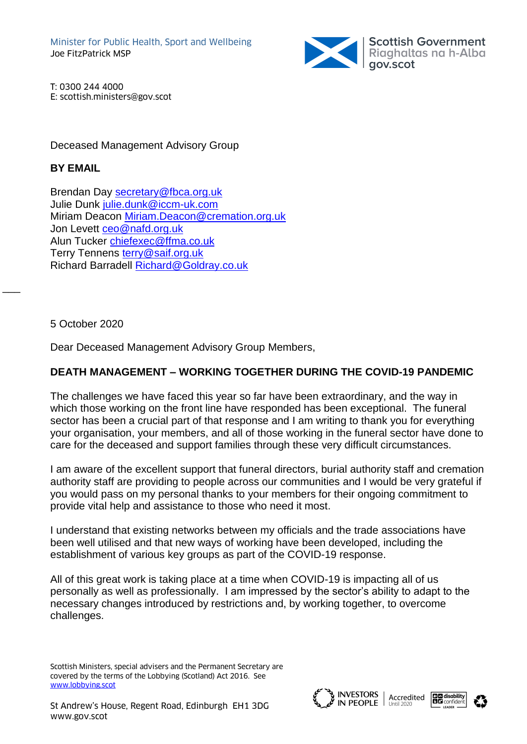Minister for Public Health, Sport and Wellbeing
Joe FitzPatrick MSP

Scottish Government
Riaghaltas na h-Alba
gov.scot

T: 0300 244 4000
E: scottish.ministers@gov.scot

Deceased Management Advisory Group

**BY EMAIL**

Brendan Day secretary@fbca.org.uk
Julie Dunk julie.dunk@iccm-uk.com
Miriam Deacon Miriam.Deacon@cremation.org.uk
Jon Levett ceo@nafd.org.uk
Alun Tucker chiefexec@ffma.co.uk
Terry Tennens terry@saif.org.uk
Richard Barradell Richard@Goldray.co.uk

5 October 2020

Dear Deceased Management Advisory Group Members,

**DEATH MANAGEMENT – WORKING TOGETHER DURING THE COVID-19 PANDEMIC**

The challenges we have faced this year so far have been extraordinary, and the way in which those working on the front line have responded has been exceptional. The funeral sector has been a crucial part of that response and I am writing to thank you for everything your organisation, your members, and all of those working in the funeral sector have done to care for the deceased and support families through these very difficult circumstances.

I am aware of the excellent support that funeral directors, burial authority staff and cremation authority staff are providing to people across our communities and I would be very grateful if you would pass on my personal thanks to your members for their ongoing commitment to provide vital help and assistance to those who need it most.

I understand that existing networks between my officials and the trade associations have been well utilised and that new ways of working have been developed, including the establishment of various key groups as part of the COVID-19 response.

All of this great work is taking place at a time when COVID-19 is impacting all of us personally as well as professionally. I am impressed by the sector's ability to adapt to the necessary changes introduced by restrictions and, by working together, to overcome challenges.

Scottish Ministers, special advisers and the Permanent Secretary are covered by the terms of the Lobbying (Scotland) Act 2016. See www.lobbying.scot

St Andrew's House, Regent Road, Edinburgh EH1 3DG
www.gov.scot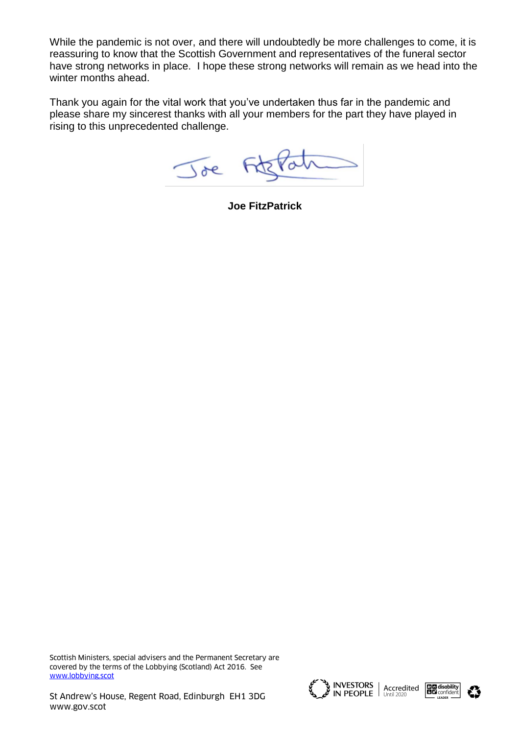While the pandemic is not over, and there will undoubtedly be more challenges to come, it is reassuring to know that the Scottish Government and representatives of the funeral sector have strong networks in place. I hope these strong networks will remain as we head into the winter months ahead.

Thank you again for the vital work that you've undertaken thus far in the pandemic and please share my sincerest thanks with all your members for the part they have played in rising to this unprecedented challenge.

**Joe FitzPatrick**

Scottish Ministers, special advisers and the Permanent Secretary are covered by the terms of the Lobbying (Scotland) Act 2016. See www.lobbying.scot

St Andrew's House, Regent Road, Edinburgh EH1 3DG
www.gov.scot